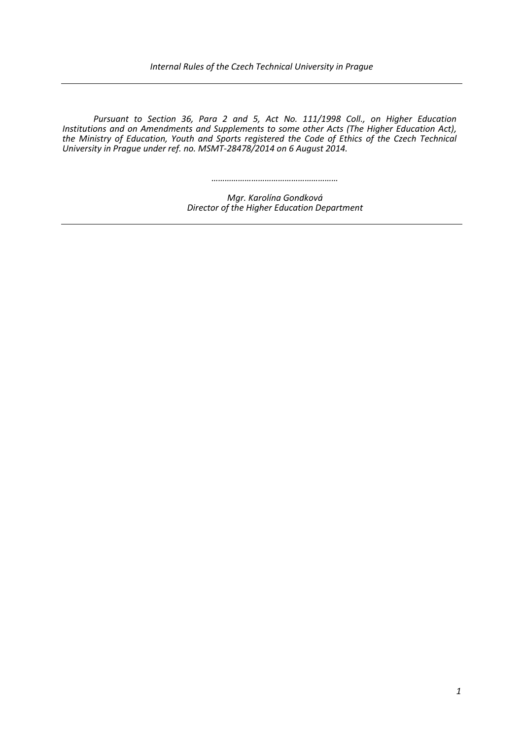*Internal Rules of the Czech Technical University in Prague*

---

*Pursuant to Section 36, Para 2 and 5, Act No. 111/1998 Coll., on Higher Education Institutions and on Amendments and Supplements to some other Acts (The Higher Education Act), the Ministry of Education, Youth and Sports registered the Code of Ethics of the Czech Technical University in Prague under ref. no. MSMT-28478/2014 on 6 August 2014.*

………………………………………………

*Mgr. Karolína Gondková*
*Director of the Higher Education Department*

---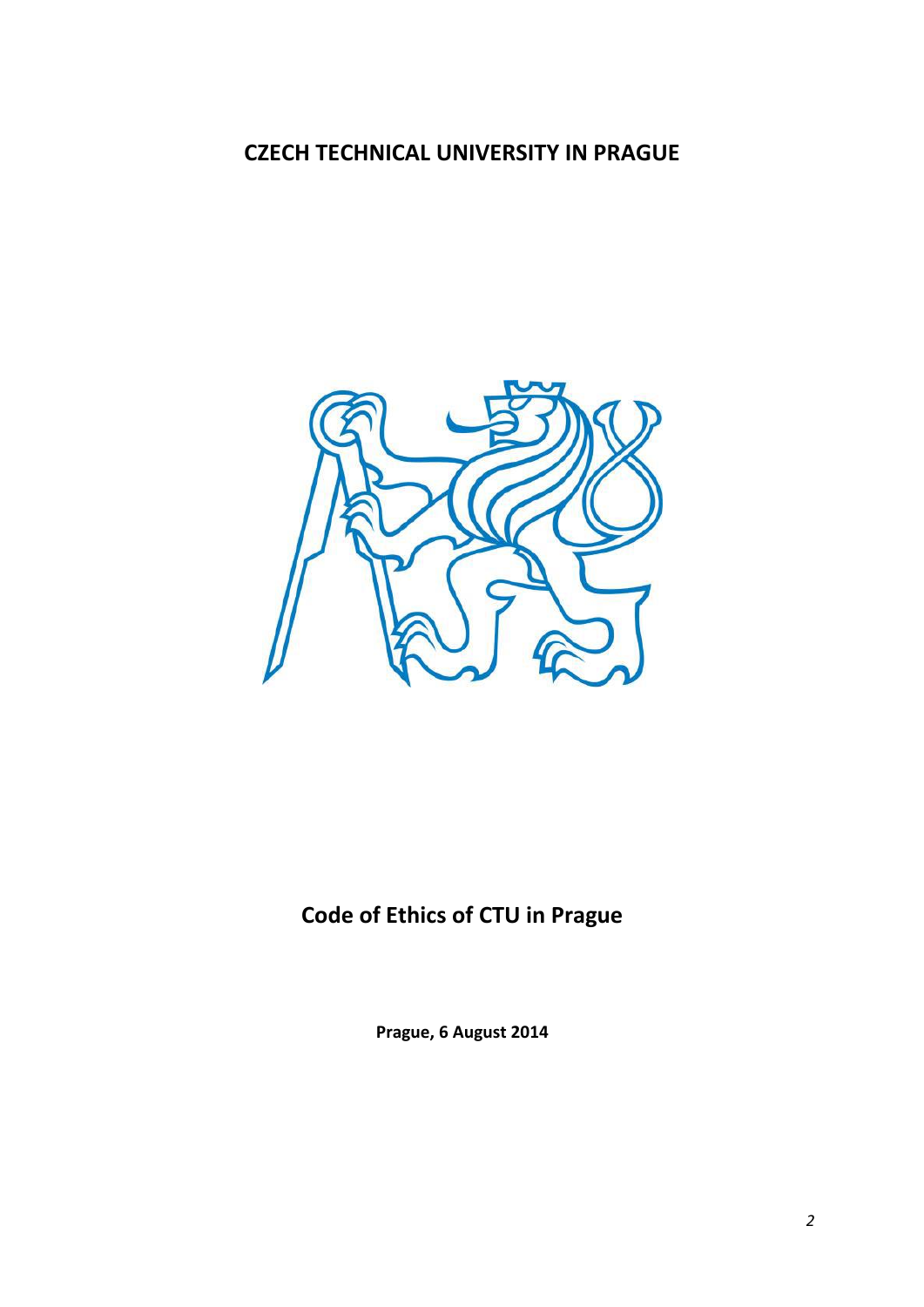**CZECH TECHNICAL UNIVERSITY IN PRAGUE**

# Code of Ethics of CTU in Prague

**Prague, 6 August 2014**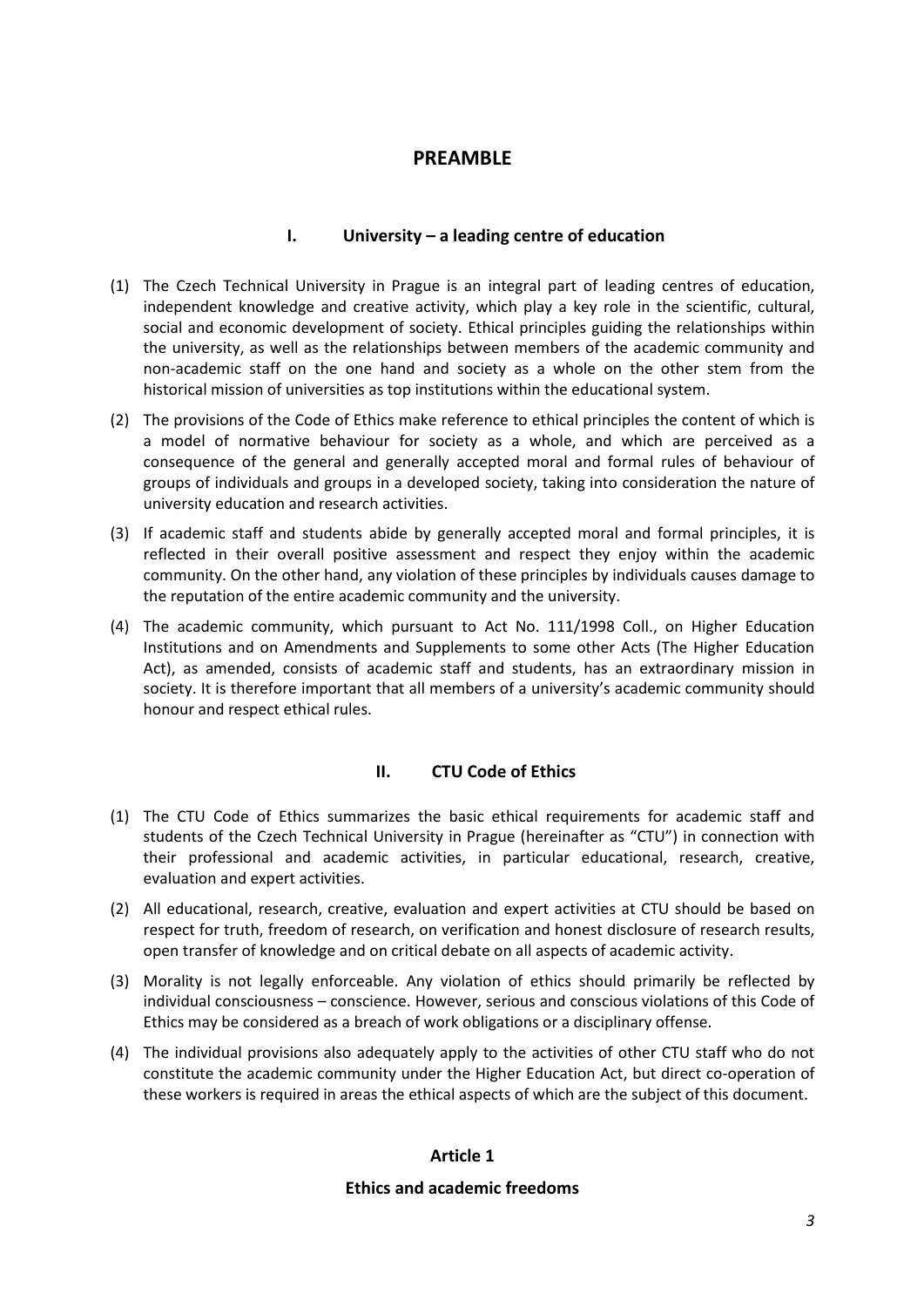# PREAMBLE

## I. University – a leading centre of education

(1) The Czech Technical University in Prague is an integral part of leading centres of education, independent knowledge and creative activity, which play a key role in the scientific, cultural, social and economic development of society. Ethical principles guiding the relationships within the university, as well as the relationships between members of the academic community and non-academic staff on the one hand and society as a whole on the other stem from the historical mission of universities as top institutions within the educational system.

(2) The provisions of the Code of Ethics make reference to ethical principles the content of which is a model of normative behaviour for society as a whole, and which are perceived as a consequence of the general and generally accepted moral and formal rules of behaviour of groups of individuals and groups in a developed society, taking into consideration the nature of university education and research activities.

(3) If academic staff and students abide by generally accepted moral and formal principles, it is reflected in their overall positive assessment and respect they enjoy within the academic community. On the other hand, any violation of these principles by individuals causes damage to the reputation of the entire academic community and the university.

(4) The academic community, which pursuant to Act No. 111/1998 Coll., on Higher Education Institutions and on Amendments and Supplements to some other Acts (The Higher Education Act), as amended, consists of academic staff and students, has an extraordinary mission in society. It is therefore important that all members of a university's academic community should honour and respect ethical rules.

## II. CTU Code of Ethics

(1) The CTU Code of Ethics summarizes the basic ethical requirements for academic staff and students of the Czech Technical University in Prague (hereinafter as "CTU") in connection with their professional and academic activities, in particular educational, research, creative, evaluation and expert activities.

(2) All educational, research, creative, evaluation and expert activities at CTU should be based on respect for truth, freedom of research, on verification and honest disclosure of research results, open transfer of knowledge and on critical debate on all aspects of academic activity.

(3) Morality is not legally enforceable. Any violation of ethics should primarily be reflected by individual consciousness – conscience. However, serious and conscious violations of this Code of Ethics may be considered as a breach of work obligations or a disciplinary offense.

(4) The individual provisions also adequately apply to the activities of other CTU staff who do not constitute the academic community under the Higher Education Act, but direct co-operation of these workers is required in areas the ethical aspects of which are the subject of this document.

## Article 1

### Ethics and academic freedoms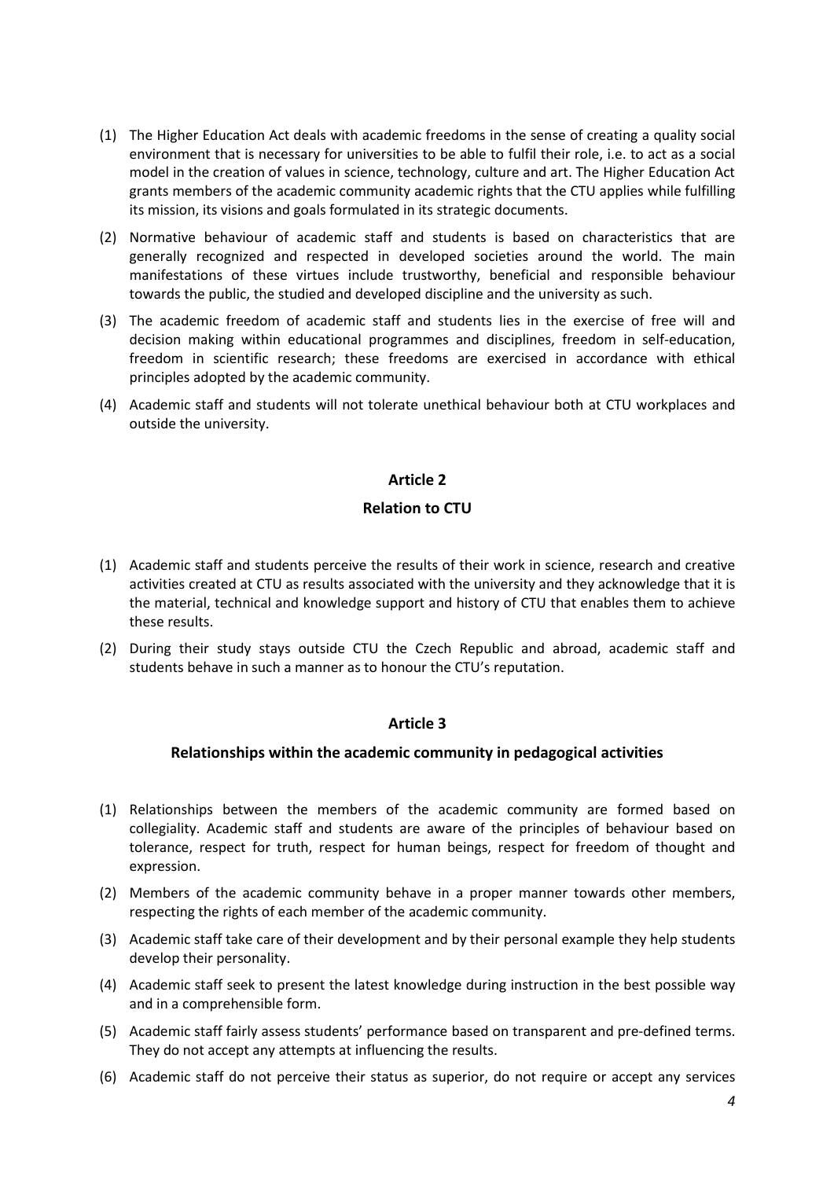(1) The Higher Education Act deals with academic freedoms in the sense of creating a quality social environment that is necessary for universities to be able to fulfil their role, i.e. to act as a social model in the creation of values in science, technology, culture and art. The Higher Education Act grants members of the academic community academic rights that the CTU applies while fulfilling its mission, its visions and goals formulated in its strategic documents.

(2) Normative behaviour of academic staff and students is based on characteristics that are generally recognized and respected in developed societies around the world. The main manifestations of these virtues include trustworthy, beneficial and responsible behaviour towards the public, the studied and developed discipline and the university as such.

(3) The academic freedom of academic staff and students lies in the exercise of free will and decision making within educational programmes and disciplines, freedom in self-education, freedom in scientific research; these freedoms are exercised in accordance with ethical principles adopted by the academic community.

(4) Academic staff and students will not tolerate unethical behaviour both at CTU workplaces and outside the university.

## Article 2

## Relation to CTU

(1) Academic staff and students perceive the results of their work in science, research and creative activities created at CTU as results associated with the university and they acknowledge that it is the material, technical and knowledge support and history of CTU that enables them to achieve these results.

(2) During their study stays outside CTU the Czech Republic and abroad, academic staff and students behave in such a manner as to honour the CTU's reputation.

## Article 3

## Relationships within the academic community in pedagogical activities

(1) Relationships between the members of the academic community are formed based on collegiality. Academic staff and students are aware of the principles of behaviour based on tolerance, respect for truth, respect for human beings, respect for freedom of thought and expression.

(2) Members of the academic community behave in a proper manner towards other members, respecting the rights of each member of the academic community.

(3) Academic staff take care of their development and by their personal example they help students develop their personality.

(4) Academic staff seek to present the latest knowledge during instruction in the best possible way and in a comprehensible form.

(5) Academic staff fairly assess students' performance based on transparent and pre-defined terms. They do not accept any attempts at influencing the results.

(6) Academic staff do not perceive their status as superior, do not require or accept any services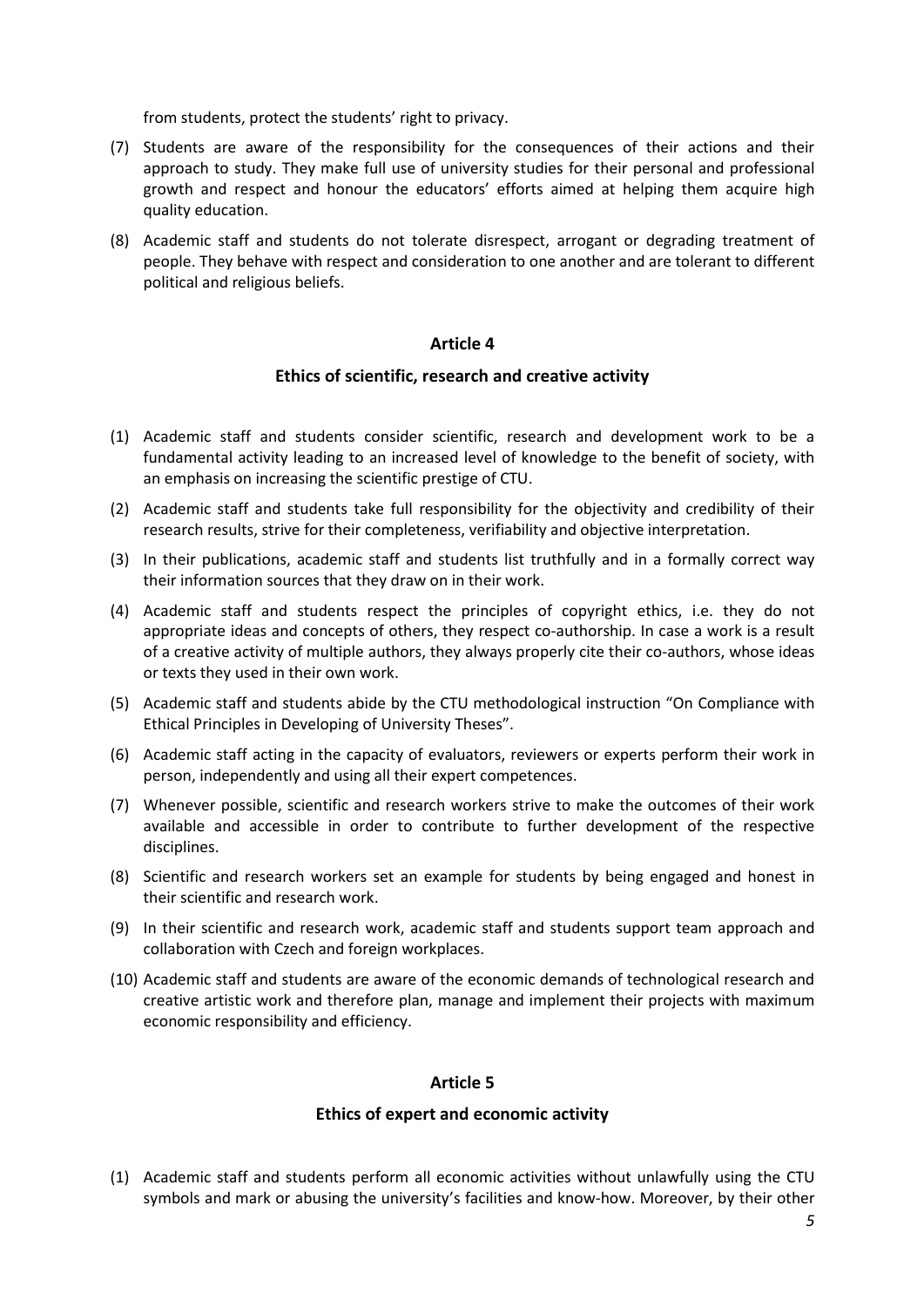from students, protect the students' right to privacy.

(7) Students are aware of the responsibility for the consequences of their actions and their approach to study. They make full use of university studies for their personal and professional growth and respect and honour the educators' efforts aimed at helping them acquire high quality education.

(8) Academic staff and students do not tolerate disrespect, arrogant or degrading treatment of people. They behave with respect and consideration to one another and are tolerant to different political and religious beliefs.

## Article 4

### Ethics of scientific, research and creative activity

(1) Academic staff and students consider scientific, research and development work to be a fundamental activity leading to an increased level of knowledge to the benefit of society, with an emphasis on increasing the scientific prestige of CTU.

(2) Academic staff and students take full responsibility for the objectivity and credibility of their research results, strive for their completeness, verifiability and objective interpretation.

(3) In their publications, academic staff and students list truthfully and in a formally correct way their information sources that they draw on in their work.

(4) Academic staff and students respect the principles of copyright ethics, i.e. they do not appropriate ideas and concepts of others, they respect co-authorship. In case a work is a result of a creative activity of multiple authors, they always properly cite their co-authors, whose ideas or texts they used in their own work.

(5) Academic staff and students abide by the CTU methodological instruction "On Compliance with Ethical Principles in Developing of University Theses".

(6) Academic staff acting in the capacity of evaluators, reviewers or experts perform their work in person, independently and using all their expert competences.

(7) Whenever possible, scientific and research workers strive to make the outcomes of their work available and accessible in order to contribute to further development of the respective disciplines.

(8) Scientific and research workers set an example for students by being engaged and honest in their scientific and research work.

(9) In their scientific and research work, academic staff and students support team approach and collaboration with Czech and foreign workplaces.

(10) Academic staff and students are aware of the economic demands of technological research and creative artistic work and therefore plan, manage and implement their projects with maximum economic responsibility and efficiency.

## Article 5

### Ethics of expert and economic activity

(1) Academic staff and students perform all economic activities without unlawfully using the CTU symbols and mark or abusing the university's facilities and know-how. Moreover, by their other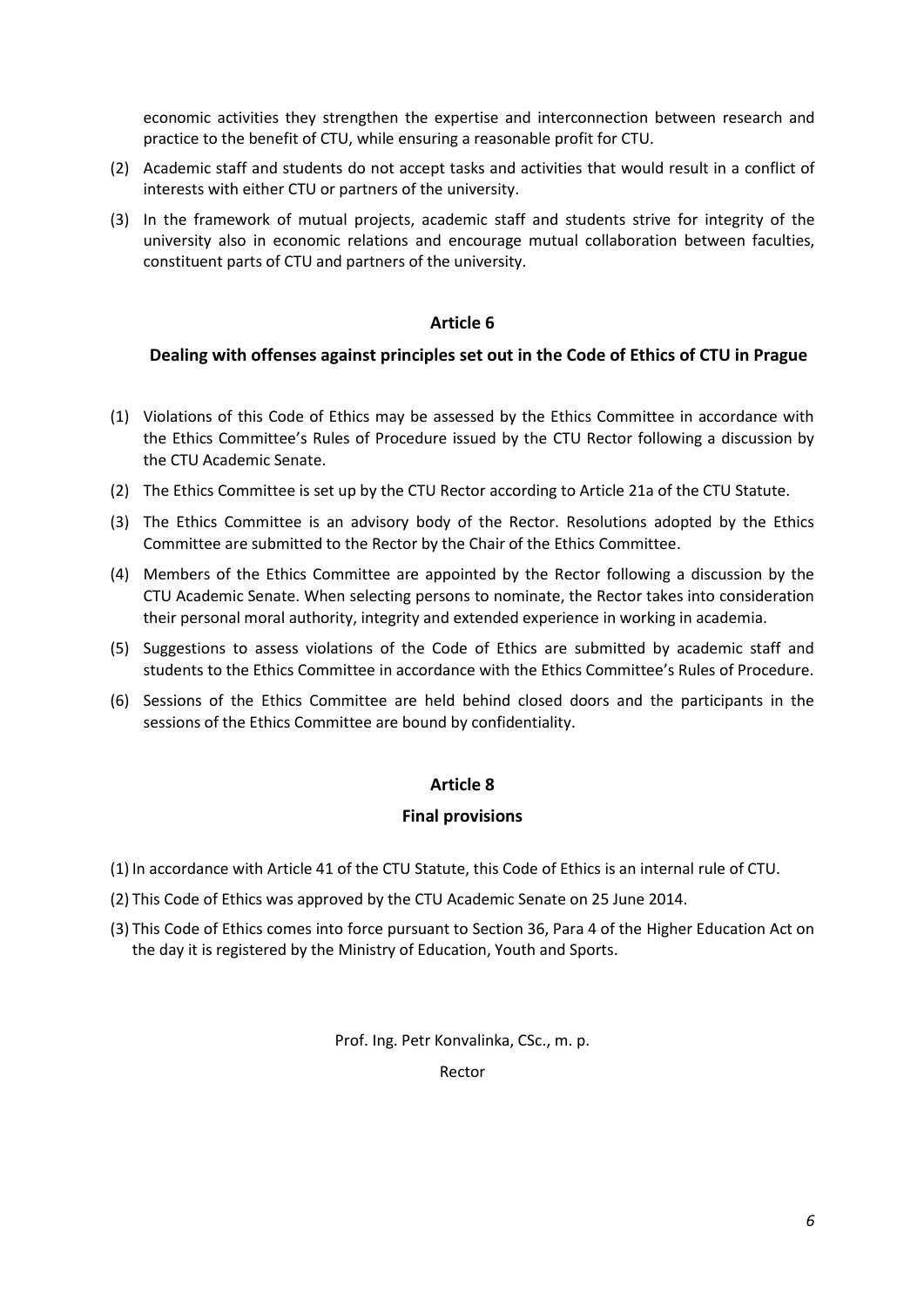economic activities they strengthen the expertise and interconnection between research and practice to the benefit of CTU, while ensuring a reasonable profit for CTU.

(2) Academic staff and students do not accept tasks and activities that would result in a conflict of interests with either CTU or partners of the university.

(3) In the framework of mutual projects, academic staff and students strive for integrity of the university also in economic relations and encourage mutual collaboration between faculties, constituent parts of CTU and partners of the university.

## Article 6

### Dealing with offenses against principles set out in the Code of Ethics of CTU in Prague

(1) Violations of this Code of Ethics may be assessed by the Ethics Committee in accordance with the Ethics Committee's Rules of Procedure issued by the CTU Rector following a discussion by the CTU Academic Senate.

(2) The Ethics Committee is set up by the CTU Rector according to Article 21a of the CTU Statute.

(3) The Ethics Committee is an advisory body of the Rector. Resolutions adopted by the Ethics Committee are submitted to the Rector by the Chair of the Ethics Committee.

(4) Members of the Ethics Committee are appointed by the Rector following a discussion by the CTU Academic Senate. When selecting persons to nominate, the Rector takes into consideration their personal moral authority, integrity and extended experience in working in academia.

(5) Suggestions to assess violations of the Code of Ethics are submitted by academic staff and students to the Ethics Committee in accordance with the Ethics Committee's Rules of Procedure.

(6) Sessions of the Ethics Committee are held behind closed doors and the participants in the sessions of the Ethics Committee are bound by confidentiality.

## Article 8

### Final provisions

(1) In accordance with Article 41 of the CTU Statute, this Code of Ethics is an internal rule of CTU.

(2) This Code of Ethics was approved by the CTU Academic Senate on 25 June 2014.

(3) This Code of Ethics comes into force pursuant to Section 36, Para 4 of the Higher Education Act on the day it is registered by the Ministry of Education, Youth and Sports.

Prof. Ing. Petr Konvalinka, CSc., m. p.

Rector